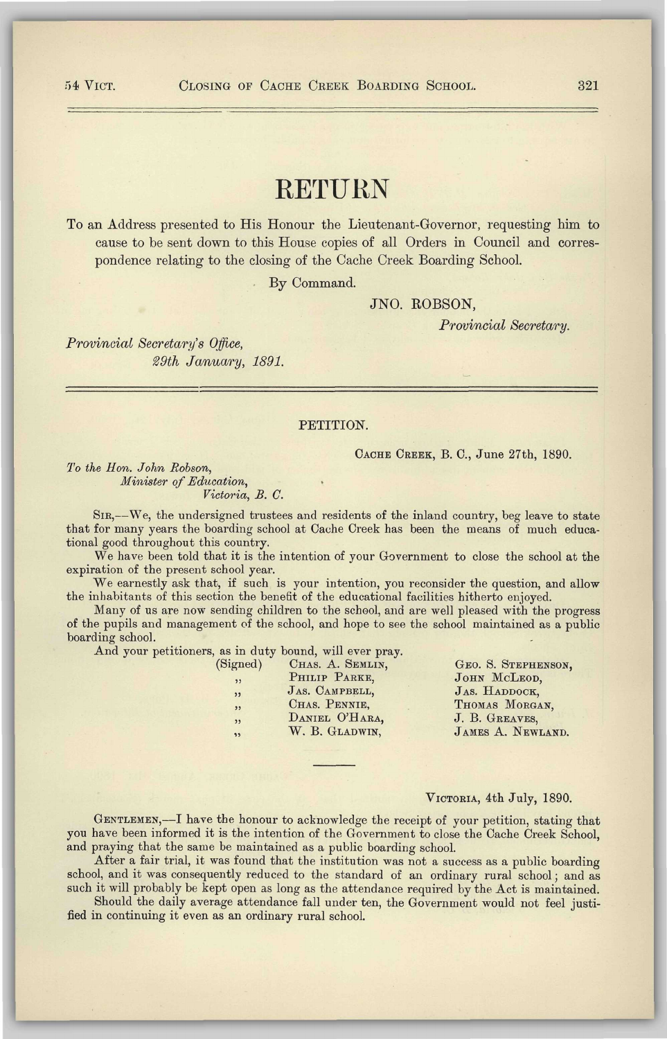# RETURN

To an Address presented to His Honour the Lieutenant-Governor, requesting him to cause to be sent down to this House copies of all Orders in Council and correspondence relating to the closing of the Cache Creek Boarding School.

By Command.

JNO. ROBSON,

*Provincial Secretary.*

*Provincial Secretary's Office,*
*29th January, 1891.*

---

## PETITION.

CACHE CREEK, B. C., June 27th, 1890.

*To the Hon. John Robson,*
*Minister of Education,*
*Victoria, B. C.*

SIR,—We, the undersigned trustees and residents of the inland country, beg leave to state that for many years the boarding school at Cache Creek has been the means of much educational good throughout this country.

We have been told that it is the intention of your Government to close the school at the expiration of the present school year.

We earnestly ask that, if such is your intention, you reconsider the question, and allow the inhabitants of this section the benefit of the educational facilities hitherto enjoyed.

Many of us are now sending children to the school, and are well pleased with the progress of the pupils and management of the school, and hope to see the school maintained as a public boarding school.

And your petitioners, as in duty bound, will ever pray.

(Signed) CHAS. A. SEMLIN,
" PHILIP PARKE,
" JAS. CAMPBELL,
" CHAS. PENNIE,
" DANIEL O'HARA,
" W. B. GLADWIN,
GEO. S. STEPHENSON,
JOHN McLEOD,
JAS. HADDOCK,
THOMAS MORGAN,
J. B. GREAVES,
JAMES A. NEWLAND.

---

VICTORIA, 4th July, 1890.

GENTLEMEN,—I have the honour to acknowledge the receipt of your petition, stating that you have been informed it is the intention of the Government to close the Cache Creek School, and praying that the same be maintained as a public boarding school.

After a fair trial, it was found that the institution was not a success as a public boarding school, and it was consequently reduced to the standard of an ordinary rural school; and as such it will probably be kept open as long as the attendance required by the Act is maintained.

Should the daily average attendance fall under ten, the Government would not feel justified in continuing it even as an ordinary rural school.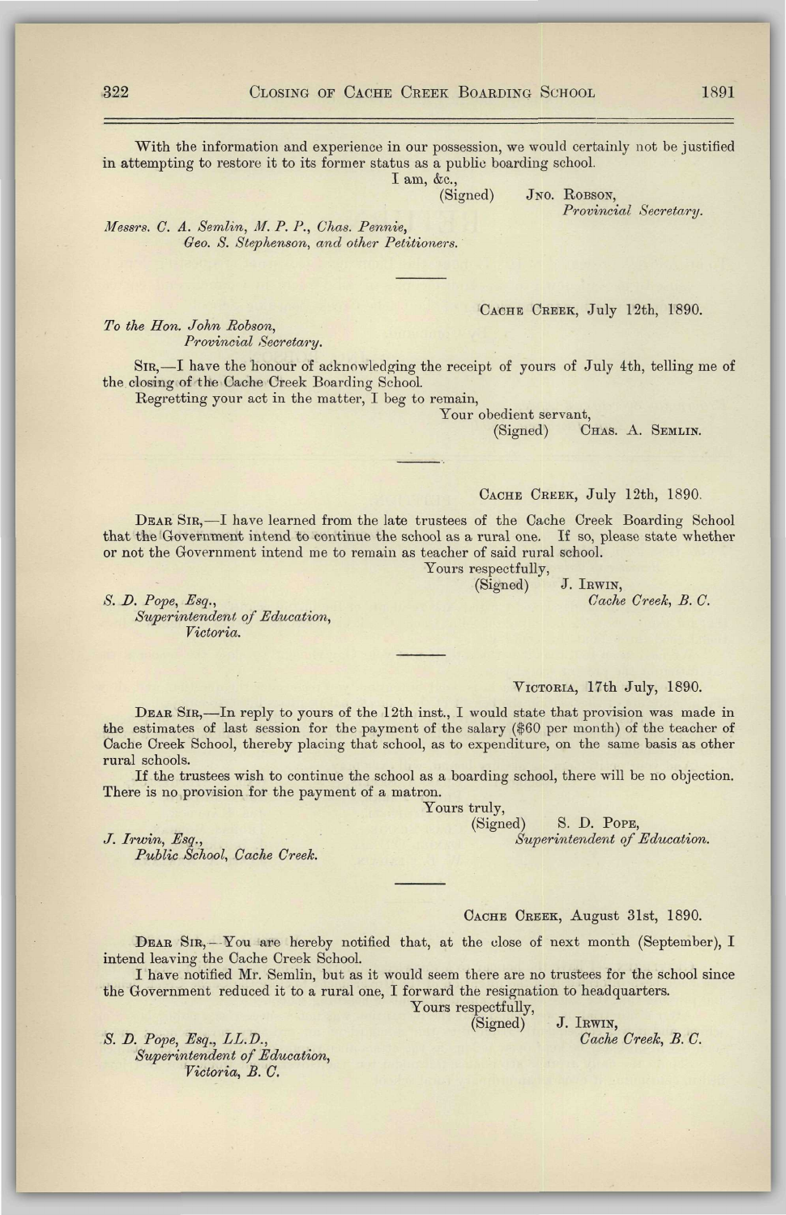With the information and experience in our possession, we would certainly not be justified in attempting to restore it to its former status as a public boarding school.

I am, &c.,

(Signed) Jno. Robson,
*Provincial Secretary.*

*Messrs. C. A. Semlin, M. P. P., Chas. Pennie,*
*Geo. S. Stephenson, and other Petitioners.*

---

Cache Creek, July 12th, 1890.

*To the Hon. John Robson,*
*Provincial Secretary.*

Sir,—I have the honour of acknowledging the receipt of yours of July 4th, telling me of the closing of the Cache Creek Boarding School.

Regretting your act in the matter, I beg to remain,

Your obedient servant,
(Signed) Chas. A. Semlin.

---

Cache Creek, July 12th, 1890.

Dear Sir,—I have learned from the late trustees of the Cache Creek Boarding School that the Government intend to continue the school as a rural one. If so, please state whether or not the Government intend me to remain as teacher of said rural school.

Yours respectfully,
(Signed) J. Irwin,
*Cache Creek, B. C.*

*S. D. Pope, Esq.,*
*Superintendent of Education,*
*Victoria.*

---

Victoria, 17th July, 1890.

Dear Sir,—In reply to yours of the 12th inst., I would state that provision was made in the estimates of last session for the payment of the salary ($60 per month) of the teacher of Cache Creek School, thereby placing that school, as to expenditure, on the same basis as other rural schools.

If the trustees wish to continue the school as a boarding school, there will be no objection. There is no provision for the payment of a matron.

Yours truly,
(Signed) S. D. Pope,
*Superintendent of Education.*

*J. Irwin, Esq.,*
*Public School, Cache Creek.*

---

Cache Creek, August 31st, 1890.

Dear Sir,—You are hereby notified that, at the close of next month (September), I intend leaving the Cache Creek School.

I have notified Mr. Semlin, but as it would seem there are no trustees for the school since the Government reduced it to a rural one, I forward the resignation to headquarters.

Yours respectfully,
(Signed) J. Irwin,
*Cache Creek, B. C.*

*S. D. Pope, Esq., LL.D.,*
*Superintendent of Education,*
*Victoria, B. C.*